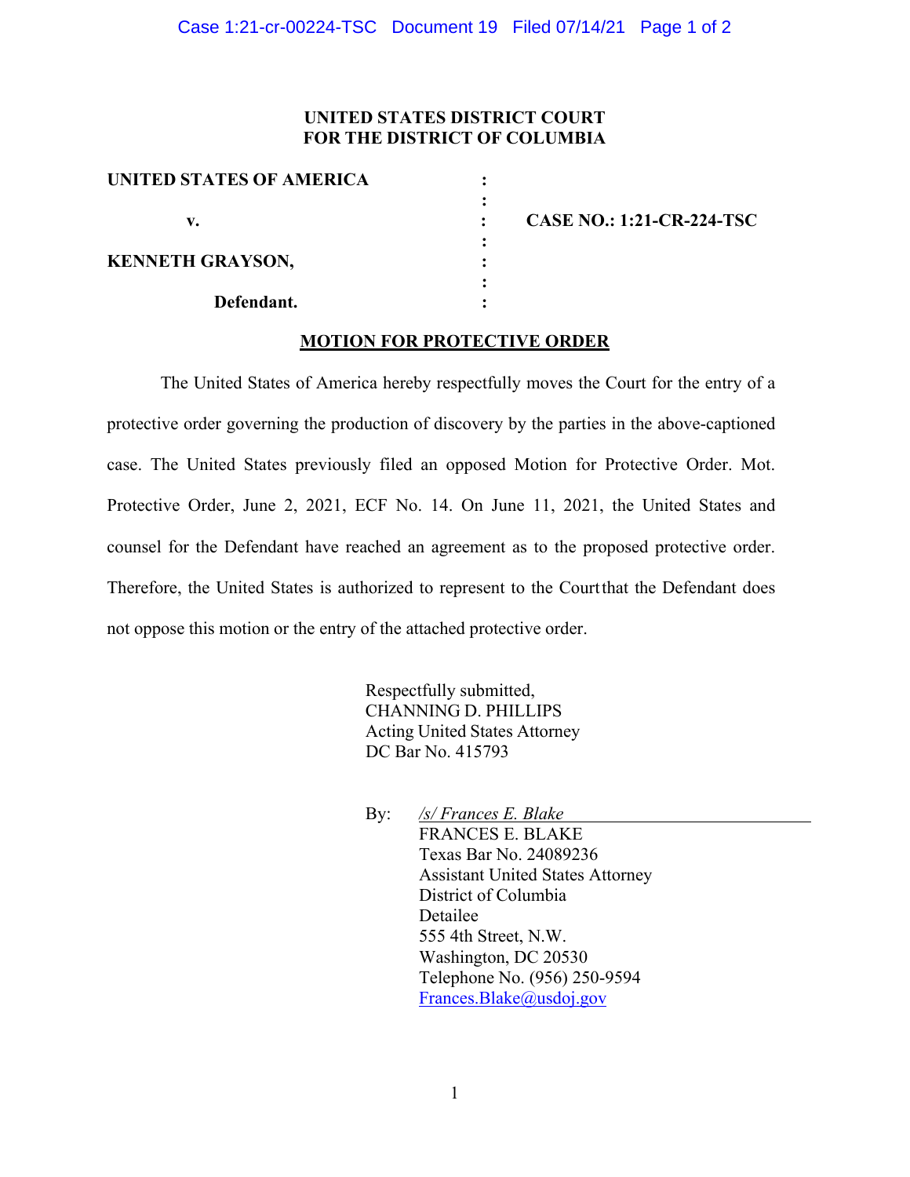**UNITED STATES DISTRICT COURT**
**FOR THE DISTRICT OF COLUMBIA**

| | | |
|---|---|---|
| **UNITED STATES OF AMERICA** | : | |
| | : | |
| **v.** | : | **CASE NO.: 1:21-CR-224-TSC** |
| | : | |
| **KENNETH GRAYSON,** | : | |
| | : | |
| **Defendant.** | : | |

## MOTION FOR PROTECTIVE ORDER

The United States of America hereby respectfully moves the Court for the entry of a protective order governing the production of discovery by the parties in the above-captioned case. The United States previously filed an opposed Motion for Protective Order. Mot. Protective Order, June 2, 2021, ECF No. 14. On June 11, 2021, the United States and counsel for the Defendant have reached an agreement as to the proposed protective order. Therefore, the United States is authorized to represent to the Court that the Defendant does not oppose this motion or the entry of the attached protective order.

Respectfully submitted,
CHANNING D. PHILLIPS
Acting United States Attorney
DC Bar No. 415793

By: */s/ Frances E. Blake*
FRANCES E. BLAKE
Texas Bar No. 24089236
Assistant United States Attorney
District of Columbia
Detailee
555 4th Street, N.W.
Washington, DC 20530
Telephone No. (956) 250-9594
Frances.Blake@usdoj.gov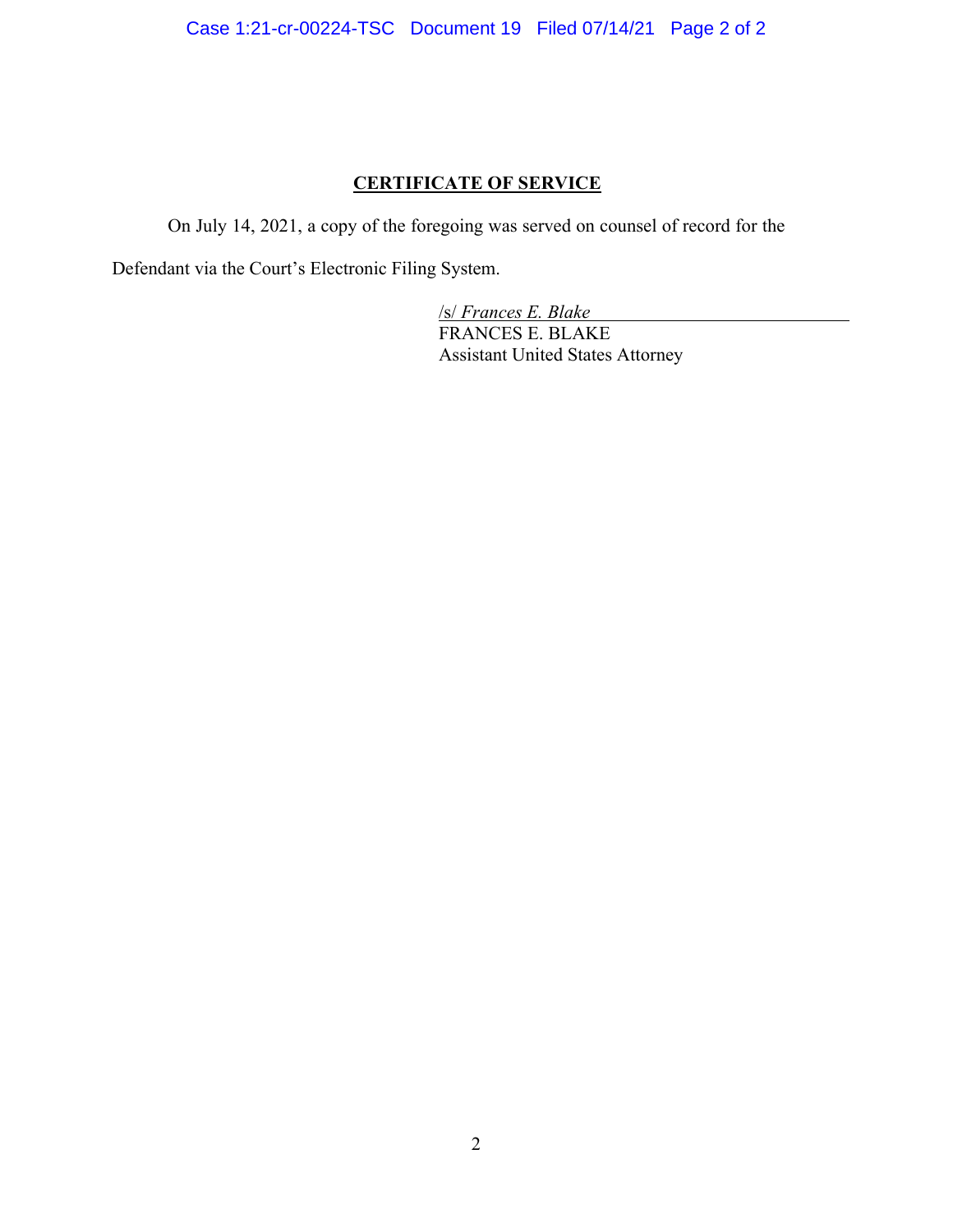## CERTIFICATE OF SERVICE

On July 14, 2021, a copy of the foregoing was served on counsel of record for the Defendant via the Court's Electronic Filing System.

/s/ *Frances E. Blake*
FRANCES E. BLAKE
Assistant United States Attorney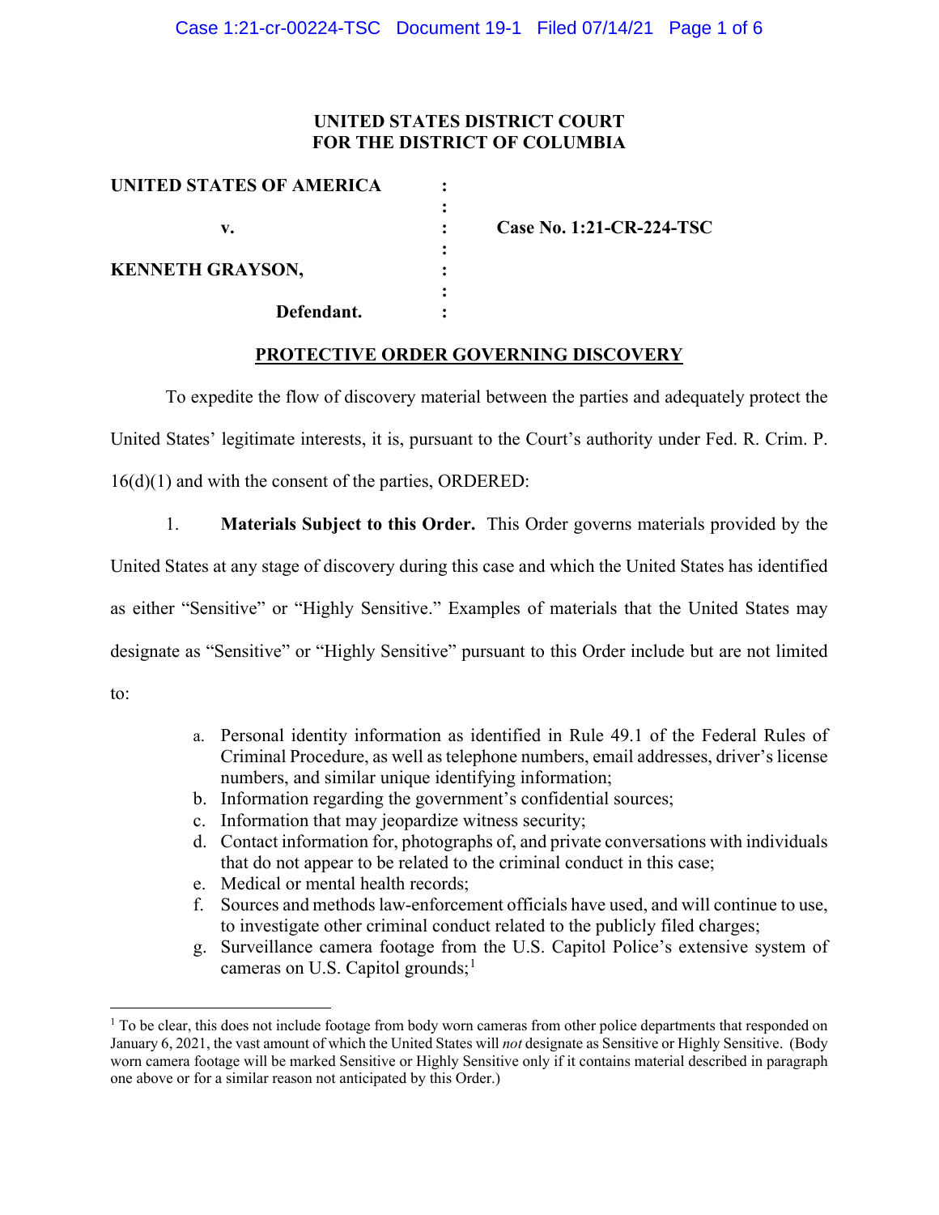**UNITED STATES DISTRICT COURT**
**FOR THE DISTRICT OF COLUMBIA**

| | | |
|---|---|---|
| **UNITED STATES OF AMERICA** | : | |
| | : | |
| v. | : | **Case No. 1:21-CR-224-TSC** |
| | : | |
| **KENNETH GRAYSON,** | : | |
| | : | |
| **Defendant.** | : | |

## PROTECTIVE ORDER GOVERNING DISCOVERY

To expedite the flow of discovery material between the parties and adequately protect the United States' legitimate interests, it is, pursuant to the Court's authority under Fed. R. Crim. P. 16(d)(1) and with the consent of the parties, ORDERED:

1. **Materials Subject to this Order.** This Order governs materials provided by the United States at any stage of discovery during this case and which the United States has identified as either "Sensitive" or "Highly Sensitive." Examples of materials that the United States may designate as "Sensitive" or "Highly Sensitive" pursuant to this Order include but are not limited to:

   a. Personal identity information as identified in Rule 49.1 of the Federal Rules of Criminal Procedure, as well as telephone numbers, email addresses, driver's license numbers, and similar unique identifying information;
   b. Information regarding the government's confidential sources;
   c. Information that may jeopardize witness security;
   d. Contact information for, photographs of, and private conversations with individuals that do not appear to be related to the criminal conduct in this case;
   e. Medical or mental health records;
   f. Sources and methods law-enforcement officials have used, and will continue to use, to investigate other criminal conduct related to the publicly filed charges;
   g. Surveillance camera footage from the U.S. Capitol Police's extensive system of cameras on U.S. Capitol grounds;[1]

[1] To be clear, this does not include footage from body worn cameras from other police departments that responded on January 6, 2021, the vast amount of which the United States will *not* designate as Sensitive or Highly Sensitive. (Body worn camera footage will be marked Sensitive or Highly Sensitive only if it contains material described in paragraph one above or for a similar reason not anticipated by this Order.)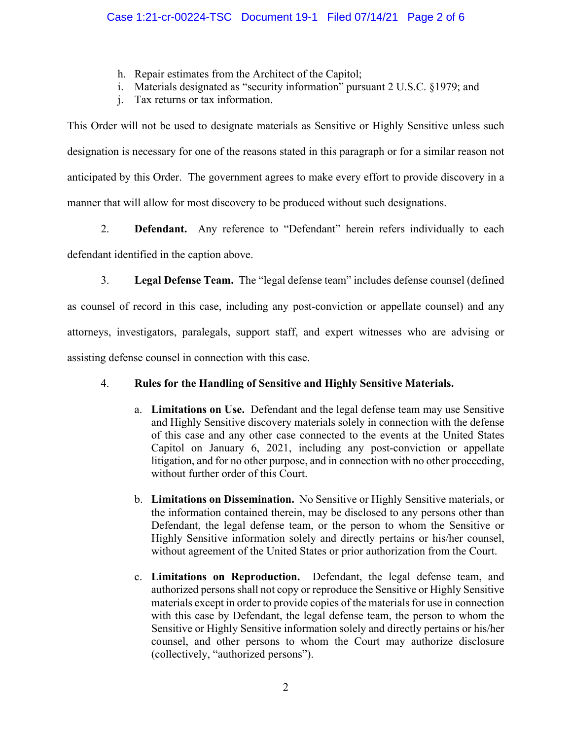h. Repair estimates from the Architect of the Capitol;
i. Materials designated as "security information" pursuant 2 U.S.C. §1979; and
j. Tax returns or tax information.

This Order will not be used to designate materials as Sensitive or Highly Sensitive unless such designation is necessary for one of the reasons stated in this paragraph or for a similar reason not anticipated by this Order. The government agrees to make every effort to provide discovery in a manner that will allow for most discovery to be produced without such designations.

2. **Defendant.** Any reference to "Defendant" herein refers individually to each defendant identified in the caption above.

3. **Legal Defense Team.** The "legal defense team" includes defense counsel (defined as counsel of record in this case, including any post-conviction or appellate counsel) and any attorneys, investigators, paralegals, support staff, and expert witnesses who are advising or assisting defense counsel in connection with this case.

4. **Rules for the Handling of Sensitive and Highly Sensitive Materials.**

   a. **Limitations on Use.** Defendant and the legal defense team may use Sensitive and Highly Sensitive discovery materials solely in connection with the defense of this case and any other case connected to the events at the United States Capitol on January 6, 2021, including any post-conviction or appellate litigation, and for no other purpose, and in connection with no other proceeding, without further order of this Court.

   b. **Limitations on Dissemination.** No Sensitive or Highly Sensitive materials, or the information contained therein, may be disclosed to any persons other than Defendant, the legal defense team, or the person to whom the Sensitive or Highly Sensitive information solely and directly pertains or his/her counsel, without agreement of the United States or prior authorization from the Court.

   c. **Limitations on Reproduction.** Defendant, the legal defense team, and authorized persons shall not copy or reproduce the Sensitive or Highly Sensitive materials except in order to provide copies of the materials for use in connection with this case by Defendant, the legal defense team, the person to whom the Sensitive or Highly Sensitive information solely and directly pertains or his/her counsel, and other persons to whom the Court may authorize disclosure (collectively, "authorized persons").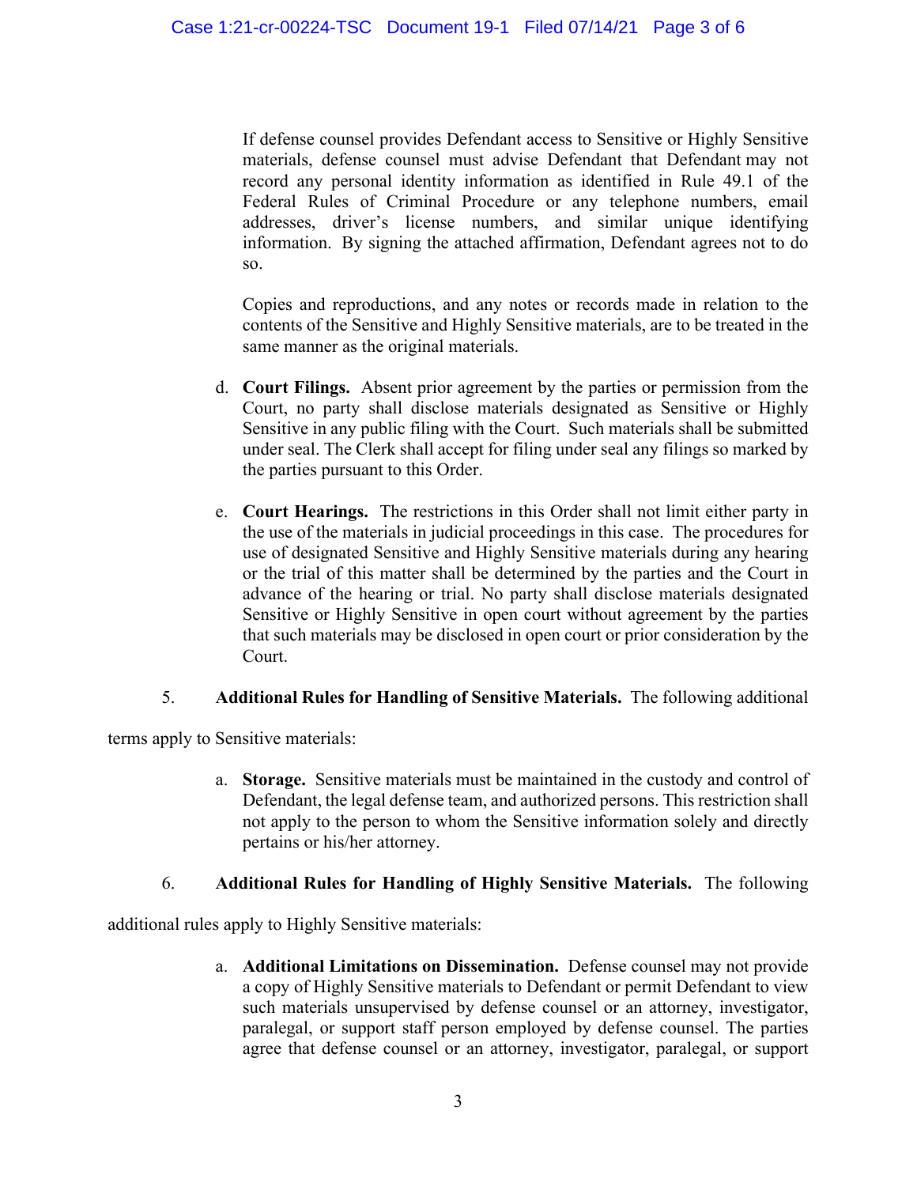If defense counsel provides Defendant access to Sensitive or Highly Sensitive materials, defense counsel must advise Defendant that Defendant may not record any personal identity information as identified in Rule 49.1 of the Federal Rules of Criminal Procedure or any telephone numbers, email addresses, driver's license numbers, and similar unique identifying information. By signing the attached affirmation, Defendant agrees not to do so.

Copies and reproductions, and any notes or records made in relation to the contents of the Sensitive and Highly Sensitive materials, are to be treated in the same manner as the original materials.

d. **Court Filings.** Absent prior agreement by the parties or permission from the Court, no party shall disclose materials designated as Sensitive or Highly Sensitive in any public filing with the Court. Such materials shall be submitted under seal. The Clerk shall accept for filing under seal any filings so marked by the parties pursuant to this Order.

e. **Court Hearings.** The restrictions in this Order shall not limit either party in the use of the materials in judicial proceedings in this case. The procedures for use of designated Sensitive and Highly Sensitive materials during any hearing or the trial of this matter shall be determined by the parties and the Court in advance of the hearing or trial. No party shall disclose materials designated Sensitive or Highly Sensitive in open court without agreement by the parties that such materials may be disclosed in open court or prior consideration by the Court.

5. **Additional Rules for Handling of Sensitive Materials.** The following additional terms apply to Sensitive materials:

a. **Storage.** Sensitive materials must be maintained in the custody and control of Defendant, the legal defense team, and authorized persons. This restriction shall not apply to the person to whom the Sensitive information solely and directly pertains or his/her attorney.

6. **Additional Rules for Handling of Highly Sensitive Materials.** The following additional rules apply to Highly Sensitive materials:

a. **Additional Limitations on Dissemination.** Defense counsel may not provide a copy of Highly Sensitive materials to Defendant or permit Defendant to view such materials unsupervised by defense counsel or an attorney, investigator, paralegal, or support staff person employed by defense counsel. The parties agree that defense counsel or an attorney, investigator, paralegal, or support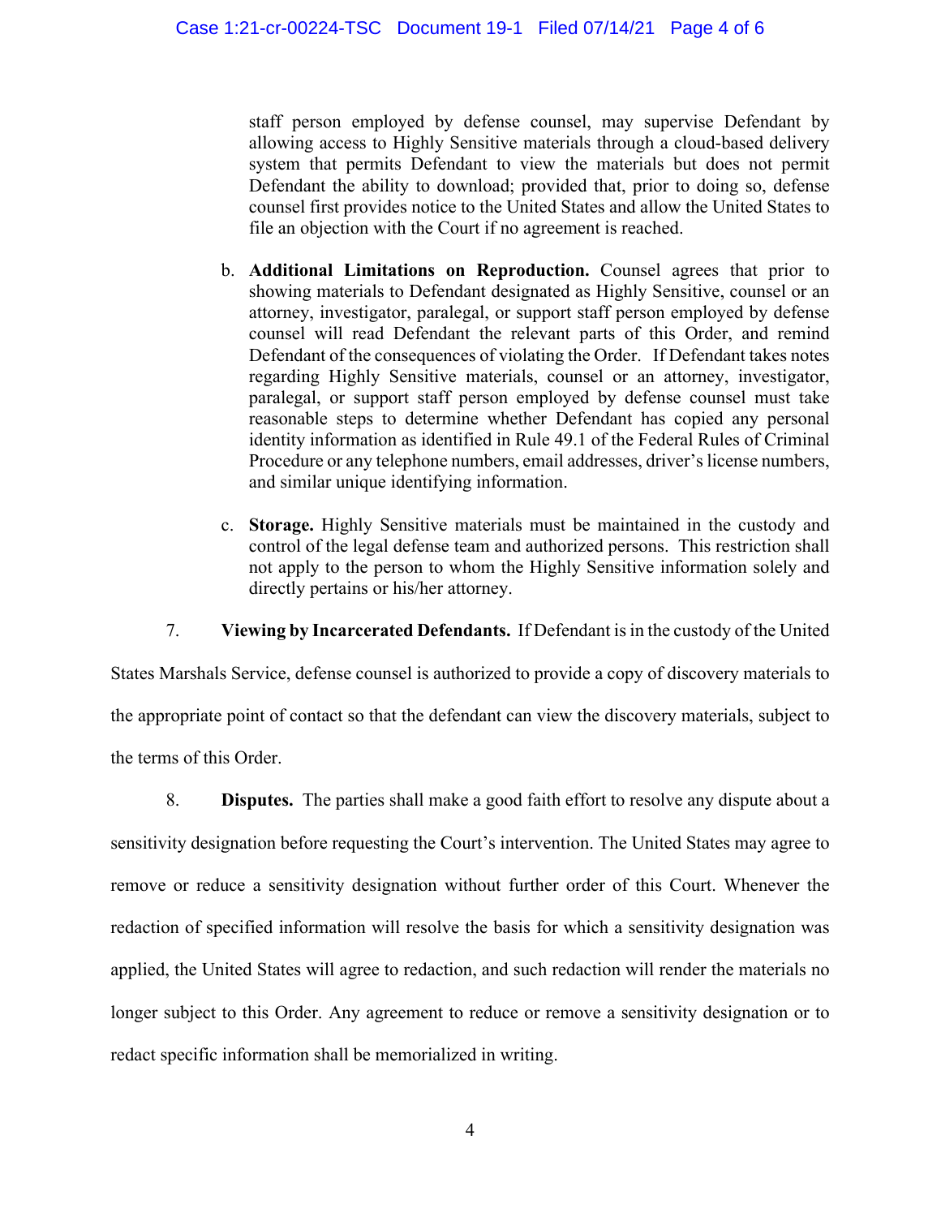staff person employed by defense counsel, may supervise Defendant by allowing access to Highly Sensitive materials through a cloud-based delivery system that permits Defendant to view the materials but does not permit Defendant the ability to download; provided that, prior to doing so, defense counsel first provides notice to the United States and allow the United States to file an objection with the Court if no agreement is reached.

b. **Additional Limitations on Reproduction.** Counsel agrees that prior to showing materials to Defendant designated as Highly Sensitive, counsel or an attorney, investigator, paralegal, or support staff person employed by defense counsel will read Defendant the relevant parts of this Order, and remind Defendant of the consequences of violating the Order. If Defendant takes notes regarding Highly Sensitive materials, counsel or an attorney, investigator, paralegal, or support staff person employed by defense counsel must take reasonable steps to determine whether Defendant has copied any personal identity information as identified in Rule 49.1 of the Federal Rules of Criminal Procedure or any telephone numbers, email addresses, driver's license numbers, and similar unique identifying information.

c. **Storage.** Highly Sensitive materials must be maintained in the custody and control of the legal defense team and authorized persons. This restriction shall not apply to the person to whom the Highly Sensitive information solely and directly pertains or his/her attorney.

7. **Viewing by Incarcerated Defendants.** If Defendant is in the custody of the United States Marshals Service, defense counsel is authorized to provide a copy of discovery materials to the appropriate point of contact so that the defendant can view the discovery materials, subject to the terms of this Order.

8. **Disputes.** The parties shall make a good faith effort to resolve any dispute about a sensitivity designation before requesting the Court's intervention. The United States may agree to remove or reduce a sensitivity designation without further order of this Court. Whenever the redaction of specified information will resolve the basis for which a sensitivity designation was applied, the United States will agree to redaction, and such redaction will render the materials no longer subject to this Order. Any agreement to reduce or remove a sensitivity designation or to redact specific information shall be memorialized in writing.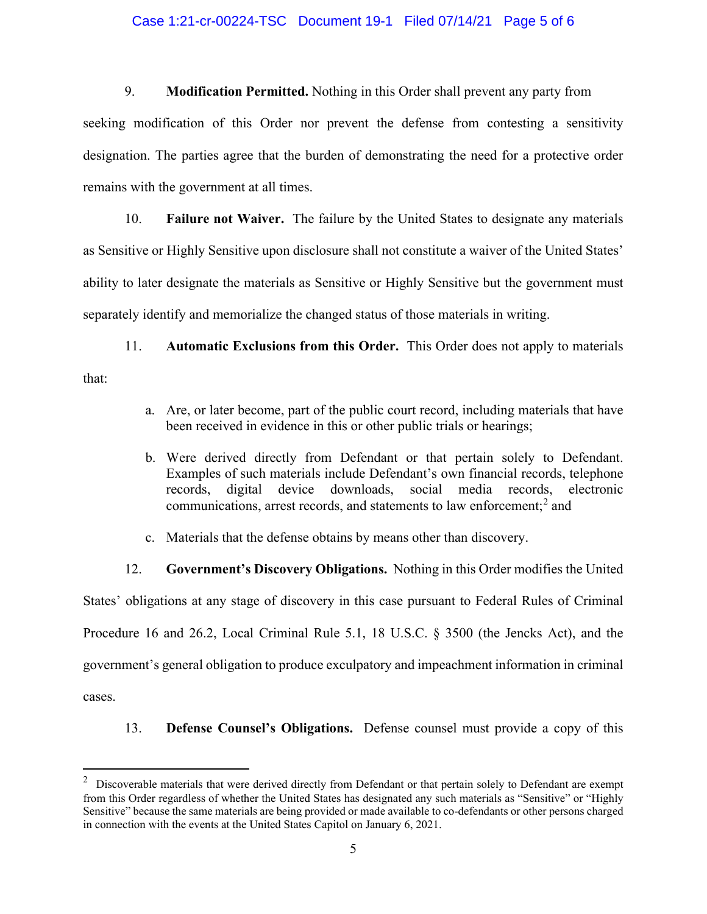9. **Modification Permitted.** Nothing in this Order shall prevent any party from seeking modification of this Order nor prevent the defense from contesting a sensitivity designation. The parties agree that the burden of demonstrating the need for a protective order remains with the government at all times.

10. **Failure not Waiver.** The failure by the United States to designate any materials as Sensitive or Highly Sensitive upon disclosure shall not constitute a waiver of the United States' ability to later designate the materials as Sensitive or Highly Sensitive but the government must separately identify and memorialize the changed status of those materials in writing.

11. **Automatic Exclusions from this Order.** This Order does not apply to materials that:

   a. Are, or later become, part of the public court record, including materials that have been received in evidence in this or other public trials or hearings;

   b. Were derived directly from Defendant or that pertain solely to Defendant. Examples of such materials include Defendant's own financial records, telephone records, digital device downloads, social media records, electronic communications, arrest records, and statements to law enforcement;[2] and

   c. Materials that the defense obtains by means other than discovery.

12. **Government's Discovery Obligations.** Nothing in this Order modifies the United States' obligations at any stage of discovery in this case pursuant to Federal Rules of Criminal Procedure 16 and 26.2, Local Criminal Rule 5.1, 18 U.S.C. § 3500 (the Jencks Act), and the government's general obligation to produce exculpatory and impeachment information in criminal cases.

13. **Defense Counsel's Obligations.** Defense counsel must provide a copy of this

---

[2] Discoverable materials that were derived directly from Defendant or that pertain solely to Defendant are exempt from this Order regardless of whether the United States has designated any such materials as "Sensitive" or "Highly Sensitive" because the same materials are being provided or made available to co-defendants or other persons charged in connection with the events at the United States Capitol on January 6, 2021.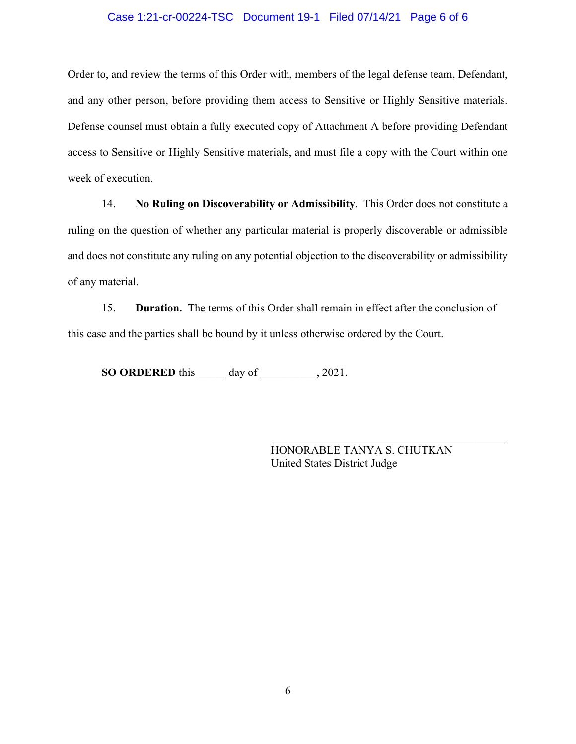Order to, and review the terms of this Order with, members of the legal defense team, Defendant, and any other person, before providing them access to Sensitive or Highly Sensitive materials. Defense counsel must obtain a fully executed copy of Attachment A before providing Defendant access to Sensitive or Highly Sensitive materials, and must file a copy with the Court within one week of execution.

14. **No Ruling on Discoverability or Admissibility**. This Order does not constitute a ruling on the question of whether any particular material is properly discoverable or admissible and does not constitute any ruling on any potential objection to the discoverability or admissibility of any material.

15. **Duration.** The terms of this Order shall remain in effect after the conclusion of this case and the parties shall be bound by it unless otherwise ordered by the Court.

**SO ORDERED** this _____ day of __________, 2021.

______________________________________
HONORABLE TANYA S. CHUTKAN
United States District Judge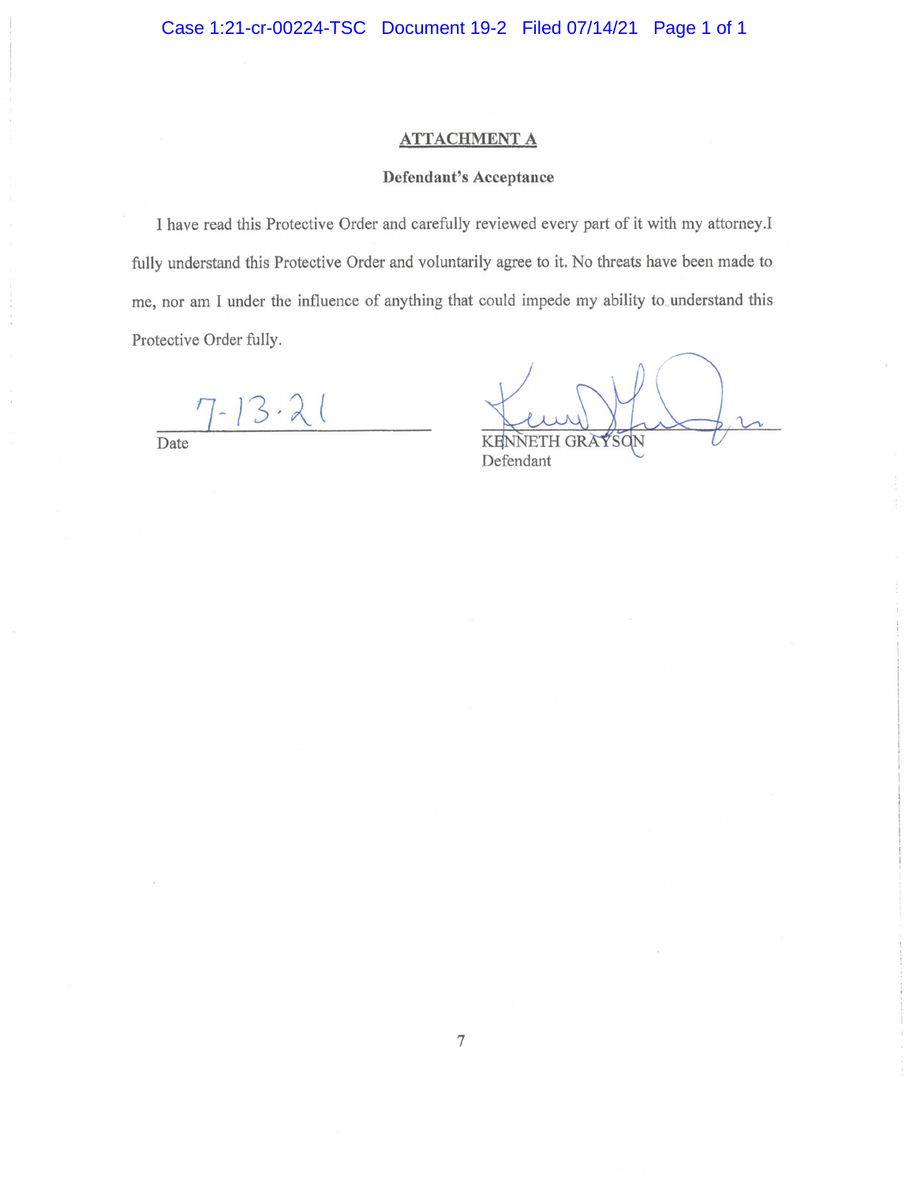## ATTACHMENT A

### Defendant's Acceptance

I have read this Protective Order and carefully reviewed every part of it with my attorney.I fully understand this Protective Order and voluntarily agree to it. No threats have been made to me, nor am I under the influence of anything that could impede my ability to understand this Protective Order fully.

7-13-21
Date

KENNETH GRAYSON
Defendant